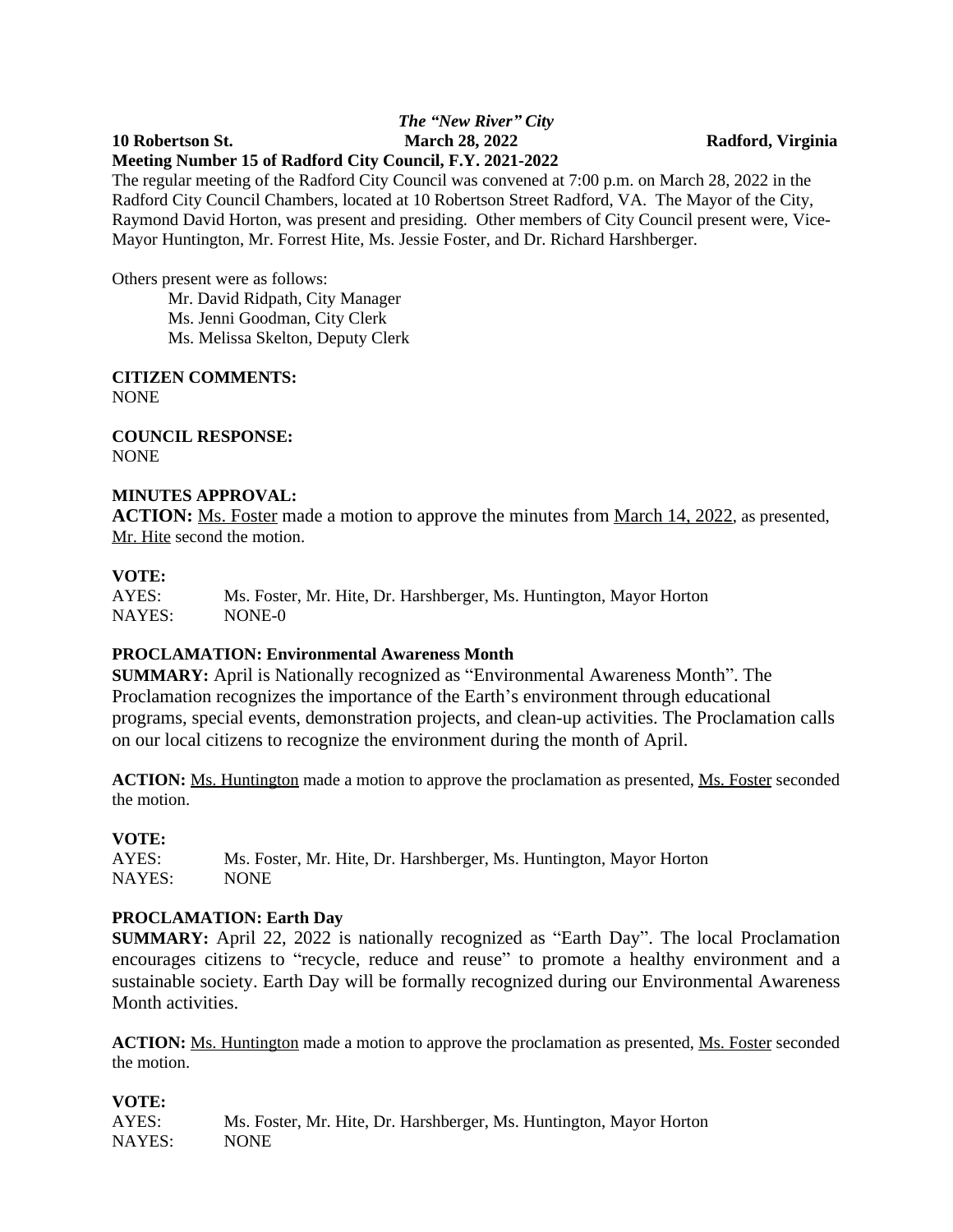*The "New River" City*

**10 Robertson St.** **March 28, 2022** **Radford, Virginia**

**Meeting Number 15 of Radford City Council, F.Y. 2021-2022**

The regular meeting of the Radford City Council was convened at 7:00 p.m. on March 28, 2022 in the Radford City Council Chambers, located at 10 Robertson Street Radford, VA. The Mayor of the City, Raymond David Horton, was present and presiding. Other members of City Council present were, Vice-Mayor Huntington, Mr. Forrest Hite, Ms. Jessie Foster, and Dr. Richard Harshberger.

Others present were as follows:

Mr. David Ridpath, City Manager
Ms. Jenni Goodman, City Clerk
Ms. Melissa Skelton, Deputy Clerk

**CITIZEN COMMENTS:**
NONE

**COUNCIL RESPONSE:**
NONE

**MINUTES APPROVAL:**
**ACTION:** Ms. Foster made a motion to approve the minutes from March 14, 2022, as presented, Mr. Hite second the motion.

**VOTE:**
AYES: Ms. Foster, Mr. Hite, Dr. Harshberger, Ms. Huntington, Mayor Horton
NAYES: NONE-0

**PROCLAMATION: Environmental Awareness Month**
**SUMMARY:** April is Nationally recognized as "Environmental Awareness Month". The Proclamation recognizes the importance of the Earth's environment through educational programs, special events, demonstration projects, and clean-up activities. The Proclamation calls on our local citizens to recognize the environment during the month of April.

**ACTION:** Ms. Huntington made a motion to approve the proclamation as presented, Ms. Foster seconded the motion.

**VOTE:**
AYES: Ms. Foster, Mr. Hite, Dr. Harshberger, Ms. Huntington, Mayor Horton
NAYES: NONE

**PROCLAMATION: Earth Day**
**SUMMARY:** April 22, 2022 is nationally recognized as "Earth Day". The local Proclamation encourages citizens to "recycle, reduce and reuse" to promote a healthy environment and a sustainable society. Earth Day will be formally recognized during our Environmental Awareness Month activities.

**ACTION:** Ms. Huntington made a motion to approve the proclamation as presented, Ms. Foster seconded the motion.

**VOTE:**
AYES: Ms. Foster, Mr. Hite, Dr. Harshberger, Ms. Huntington, Mayor Horton
NAYES: NONE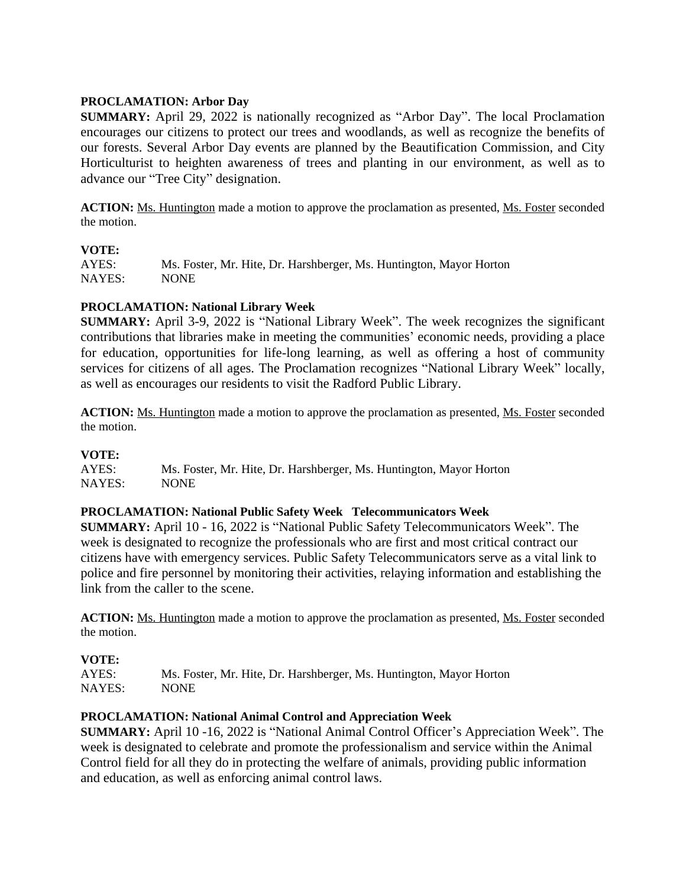**PROCLAMATION: Arbor Day**

**SUMMARY:** April 29, 2022 is nationally recognized as "Arbor Day". The local Proclamation encourages our citizens to protect our trees and woodlands, as well as recognize the benefits of our forests. Several Arbor Day events are planned by the Beautification Commission, and City Horticulturist to heighten awareness of trees and planting in our environment, as well as to advance our "Tree City" designation.

**ACTION:** Ms. Huntington made a motion to approve the proclamation as presented, Ms. Foster seconded the motion.

**VOTE:**

AYES: Ms. Foster, Mr. Hite, Dr. Harshberger, Ms. Huntington, Mayor Horton
NAYES: NONE

**PROCLAMATION: National Library Week**

**SUMMARY:** April 3-9, 2022 is "National Library Week". The week recognizes the significant contributions that libraries make in meeting the communities' economic needs, providing a place for education, opportunities for life-long learning, as well as offering a host of community services for citizens of all ages. The Proclamation recognizes "National Library Week" locally, as well as encourages our residents to visit the Radford Public Library.

**ACTION:** Ms. Huntington made a motion to approve the proclamation as presented, Ms. Foster seconded the motion.

**VOTE:**

AYES: Ms. Foster, Mr. Hite, Dr. Harshberger, Ms. Huntington, Mayor Horton
NAYES: NONE

**PROCLAMATION: National Public Safety Week Telecommunicators Week**

**SUMMARY:** April 10 - 16, 2022 is "National Public Safety Telecommunicators Week". The week is designated to recognize the professionals who are first and most critical contract our citizens have with emergency services. Public Safety Telecommunicators serve as a vital link to police and fire personnel by monitoring their activities, relaying information and establishing the link from the caller to the scene.

**ACTION:** Ms. Huntington made a motion to approve the proclamation as presented, Ms. Foster seconded the motion.

**VOTE:**

AYES: Ms. Foster, Mr. Hite, Dr. Harshberger, Ms. Huntington, Mayor Horton
NAYES: NONE

**PROCLAMATION: National Animal Control and Appreciation Week**

**SUMMARY:** April 10 -16, 2022 is "National Animal Control Officer's Appreciation Week". The week is designated to celebrate and promote the professionalism and service within the Animal Control field for all they do in protecting the welfare of animals, providing public information and education, as well as enforcing animal control laws.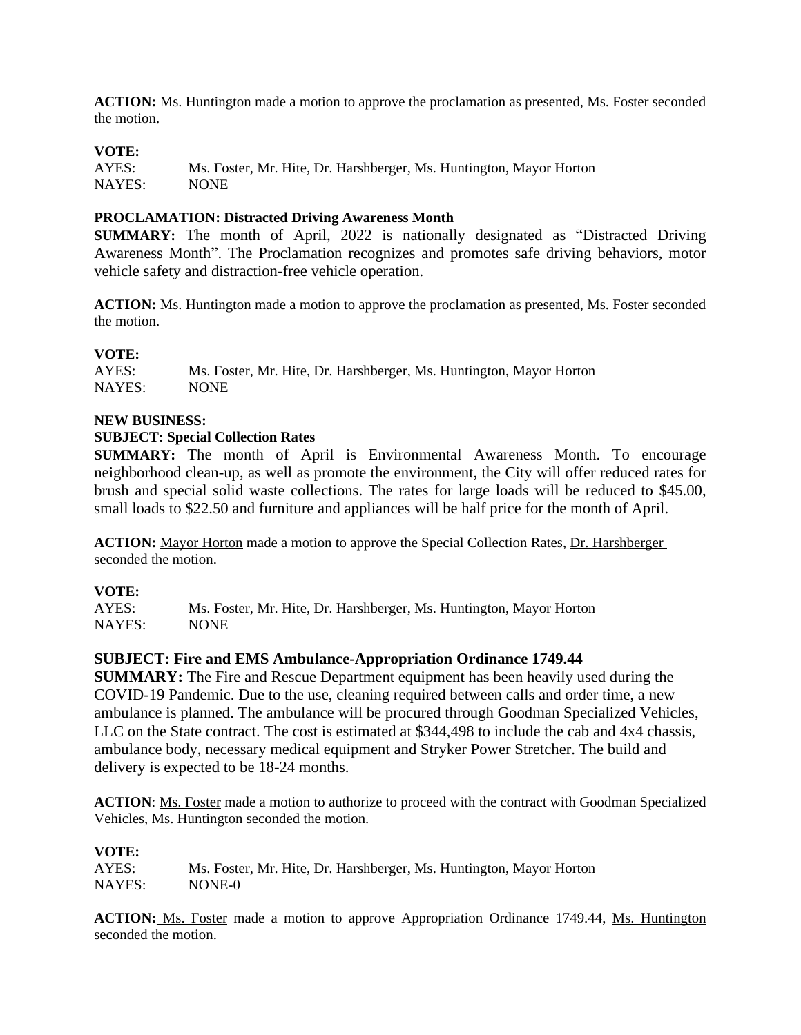**ACTION:** Ms. Huntington made a motion to approve the proclamation as presented, Ms. Foster seconded the motion.

**VOTE:**
AYES: Ms. Foster, Mr. Hite, Dr. Harshberger, Ms. Huntington, Mayor Horton
NAYES: NONE

**PROCLAMATION: Distracted Driving Awareness Month**
**SUMMARY:** The month of April, 2022 is nationally designated as "Distracted Driving Awareness Month". The Proclamation recognizes and promotes safe driving behaviors, motor vehicle safety and distraction-free vehicle operation.

**ACTION:** Ms. Huntington made a motion to approve the proclamation as presented, Ms. Foster seconded the motion.

**VOTE:**
AYES: Ms. Foster, Mr. Hite, Dr. Harshberger, Ms. Huntington, Mayor Horton
NAYES: NONE

**NEW BUSINESS:**
**SUBJECT: Special Collection Rates**
**SUMMARY:** The month of April is Environmental Awareness Month. To encourage neighborhood clean-up, as well as promote the environment, the City will offer reduced rates for brush and special solid waste collections. The rates for large loads will be reduced to $45.00, small loads to $22.50 and furniture and appliances will be half price for the month of April.

**ACTION:** Mayor Horton made a motion to approve the Special Collection Rates, Dr. Harshberger seconded the motion.

**VOTE:**
AYES: Ms. Foster, Mr. Hite, Dr. Harshberger, Ms. Huntington, Mayor Horton
NAYES: NONE

**SUBJECT: Fire and EMS Ambulance-Appropriation Ordinance 1749.44**
**SUMMARY:** The Fire and Rescue Department equipment has been heavily used during the COVID-19 Pandemic. Due to the use, cleaning required between calls and order time, a new ambulance is planned. The ambulance will be procured through Goodman Specialized Vehicles, LLC on the State contract. The cost is estimated at $344,498 to include the cab and 4x4 chassis, ambulance body, necessary medical equipment and Stryker Power Stretcher. The build and delivery is expected to be 18-24 months.

**ACTION**: Ms. Foster made a motion to authorize to proceed with the contract with Goodman Specialized Vehicles, Ms. Huntington seconded the motion.

**VOTE:**
AYES: Ms. Foster, Mr. Hite, Dr. Harshberger, Ms. Huntington, Mayor Horton
NAYES: NONE-0

**ACTION:** Ms. Foster made a motion to approve Appropriation Ordinance 1749.44, Ms. Huntington seconded the motion.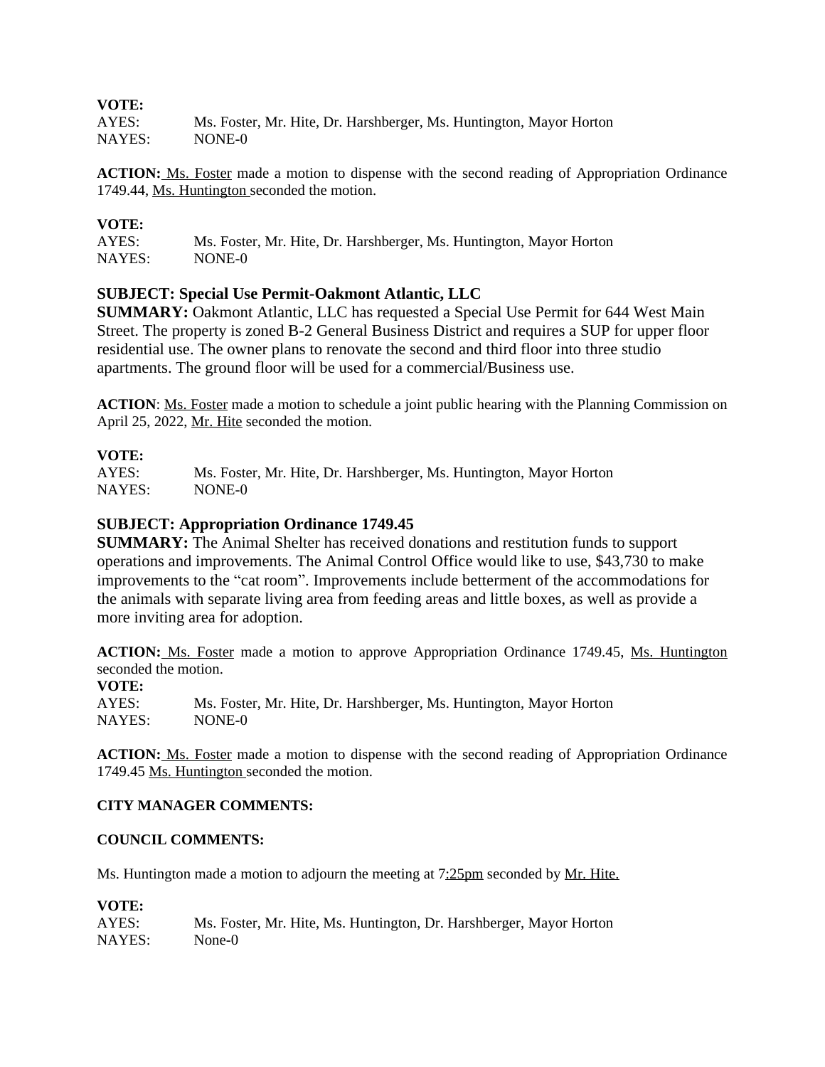**VOTE:**
AYES: Ms. Foster, Mr. Hite, Dr. Harshberger, Ms. Huntington, Mayor Horton
NAYES: NONE-0

**ACTION:** Ms. Foster made a motion to dispense with the second reading of Appropriation Ordinance 1749.44, Ms. Huntington seconded the motion.

**VOTE:**
AYES: Ms. Foster, Mr. Hite, Dr. Harshberger, Ms. Huntington, Mayor Horton
NAYES: NONE-0

**SUBJECT: Special Use Permit-Oakmont Atlantic, LLC**
**SUMMARY:** Oakmont Atlantic, LLC has requested a Special Use Permit for 644 West Main Street. The property is zoned B-2 General Business District and requires a SUP for upper floor residential use. The owner plans to renovate the second and third floor into three studio apartments. The ground floor will be used for a commercial/Business use.

**ACTION**: Ms. Foster made a motion to schedule a joint public hearing with the Planning Commission on April 25, 2022, Mr. Hite seconded the motion.

**VOTE:**
AYES: Ms. Foster, Mr. Hite, Dr. Harshberger, Ms. Huntington, Mayor Horton
NAYES: NONE-0

**SUBJECT: Appropriation Ordinance 1749.45**
**SUMMARY:** The Animal Shelter has received donations and restitution funds to support operations and improvements. The Animal Control Office would like to use, $43,730 to make improvements to the "cat room". Improvements include betterment of the accommodations for the animals with separate living area from feeding areas and little boxes, as well as provide a more inviting area for adoption.

**ACTION:** Ms. Foster made a motion to approve Appropriation Ordinance 1749.45, Ms. Huntington seconded the motion.
**VOTE:**
AYES: Ms. Foster, Mr. Hite, Dr. Harshberger, Ms. Huntington, Mayor Horton
NAYES: NONE-0

**ACTION:** Ms. Foster made a motion to dispense with the second reading of Appropriation Ordinance 1749.45 Ms. Huntington seconded the motion.

**CITY MANAGER COMMENTS:**

**COUNCIL COMMENTS:**

Ms. Huntington made a motion to adjourn the meeting at 7:25pm seconded by Mr. Hite.

**VOTE:**
AYES: Ms. Foster, Mr. Hite, Ms. Huntington, Dr. Harshberger, Mayor Horton
NAYES: None-0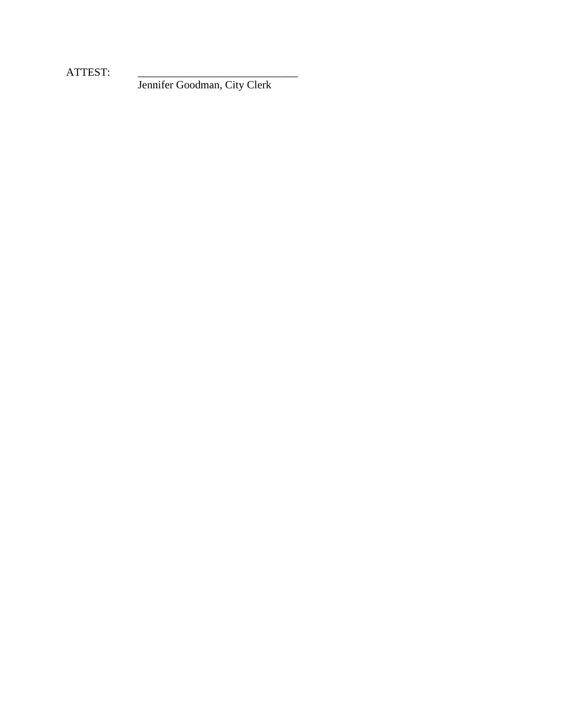ATTEST: ______________________________
Jennifer Goodman, City Clerk